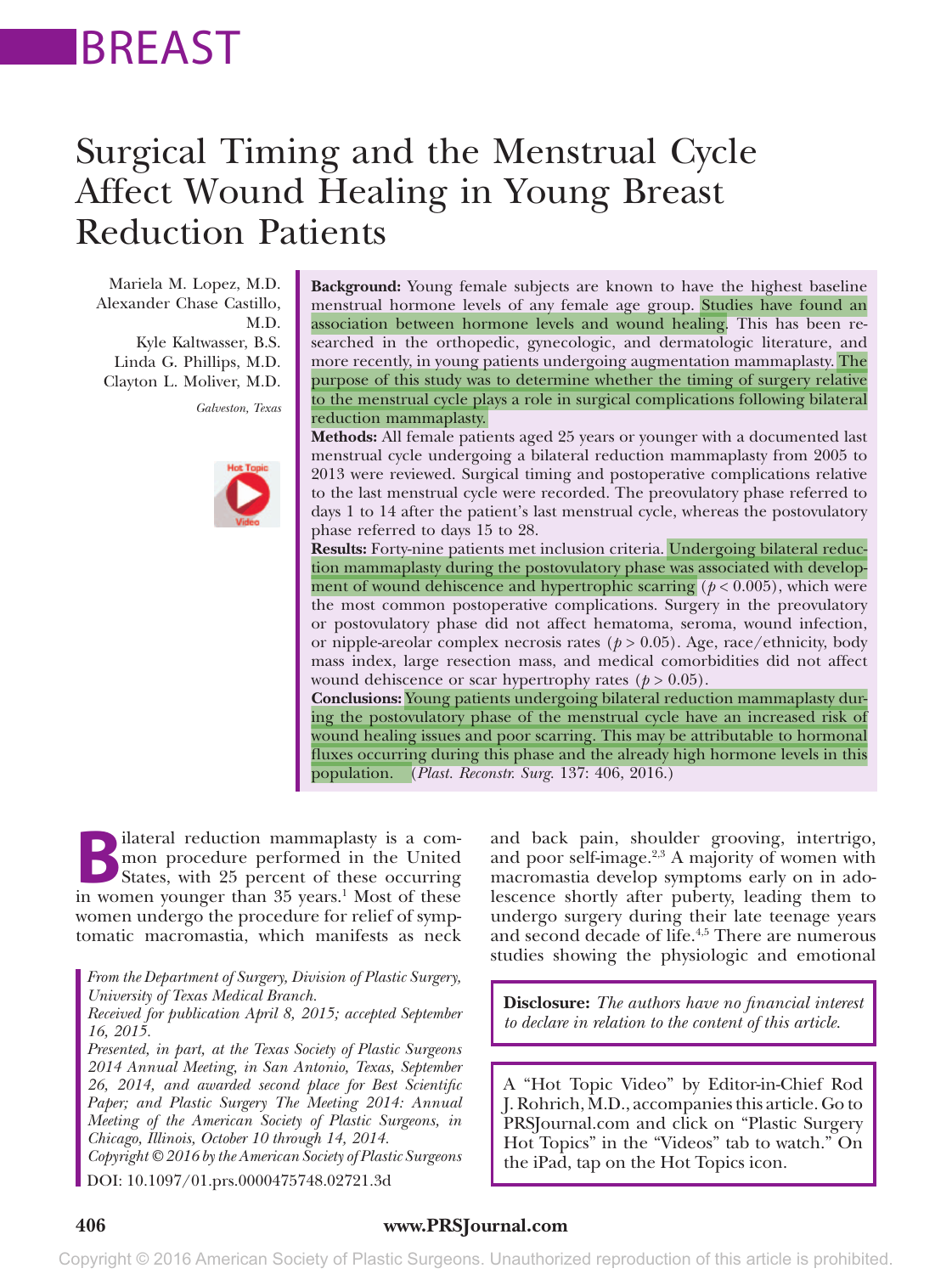BREAST

# Surgical Timing and the Menstrual Cycle Affect Wound Healing in Young Breast Reduction Patients

Mariela M. Lopez, M.D.
Alexander Chase Castillo, M.D.
Kyle Kaltwasser, B.S.
Linda G. Phillips, M.D.
Clayton L. Moliver, M.D.

*Galveston, Texas*

**Background:** Young female subjects are known to have the highest baseline menstrual hormone levels of any female age group. Studies have found an association between hormone levels and wound healing. This has been researched in the orthopedic, gynecologic, and dermatologic literature, and more recently, in young patients undergoing augmentation mammaplasty. The purpose of this study was to determine whether the timing of surgery relative to the menstrual cycle plays a role in surgical complications following bilateral reduction mammaplasty.

**Methods:** All female patients aged 25 years or younger with a documented last menstrual cycle undergoing a bilateral reduction mammaplasty from 2005 to 2013 were reviewed. Surgical timing and postoperative complications relative to the last menstrual cycle were recorded. The preovulatory phase referred to days 1 to 14 after the patient's last menstrual cycle, whereas the postovulatory phase referred to days 15 to 28.

**Results:** Forty-nine patients met inclusion criteria. Undergoing bilateral reduction mammaplasty during the postovulatory phase was associated with development of wound dehiscence and hypertrophic scarring ($p < 0.005$), which were the most common postoperative complications. Surgery in the preovulatory or postovulatory phase did not affect hematoma, seroma, wound infection, or nipple-areolar complex necrosis rates ($p > 0.05$). Age, race/ethnicity, body mass index, large resection mass, and medical comorbidities did not affect wound dehiscence or scar hypertrophy rates ($p > 0.05$).

**Conclusions:** Young patients undergoing bilateral reduction mammaplasty during the postovulatory phase of the menstrual cycle have an increased risk of wound healing issues and poor scarring. This may be attributable to hormonal fluxes occurring during this phase and the already high hormone levels in this population. (*Plast. Reconstr. Surg.* 137: 406, 2016.)

Bilateral reduction mammaplasty is a common procedure performed in the United States, with 25 percent of these occurring in women younger than 35 years.[1] Most of these women undergo the procedure for relief of symptomatic macromastia, which manifests as neck and back pain, shoulder grooving, intertrigo, and poor self-image.[2,3] A majority of women with macromastia develop symptoms early on in adolescence shortly after puberty, leading them to undergo surgery during their late teenage years and second decade of life.[4,5] There are numerous studies showing the physiologic and emotional

*From the Department of Surgery, Division of Plastic Surgery, University of Texas Medical Branch.*
*Received for publication April 8, 2015; accepted September 16, 2015.*
*Presented, in part, at the Texas Society of Plastic Surgeons 2014 Annual Meeting, in San Antonio, Texas, September 26, 2014, and awarded second place for Best Scientific Paper; and Plastic Surgery The Meeting 2014: Annual Meeting of the American Society of Plastic Surgeons, in Chicago, Illinois, October 10 through 14, 2014.*
*Copyright © 2016 by the American Society of Plastic Surgeons*
DOI: 10.1097/01.prs.0000475748.02721.3d

**Disclosure:** *The authors have no financial interest to declare in relation to the content of this article.*

A "Hot Topic Video" by Editor-in-Chief Rod J. Rohrich, M.D., accompanies this article. Go to PRSJournal.com and click on "Plastic Surgery Hot Topics" in the "Videos" tab to watch." On the iPad, tap on the Hot Topics icon.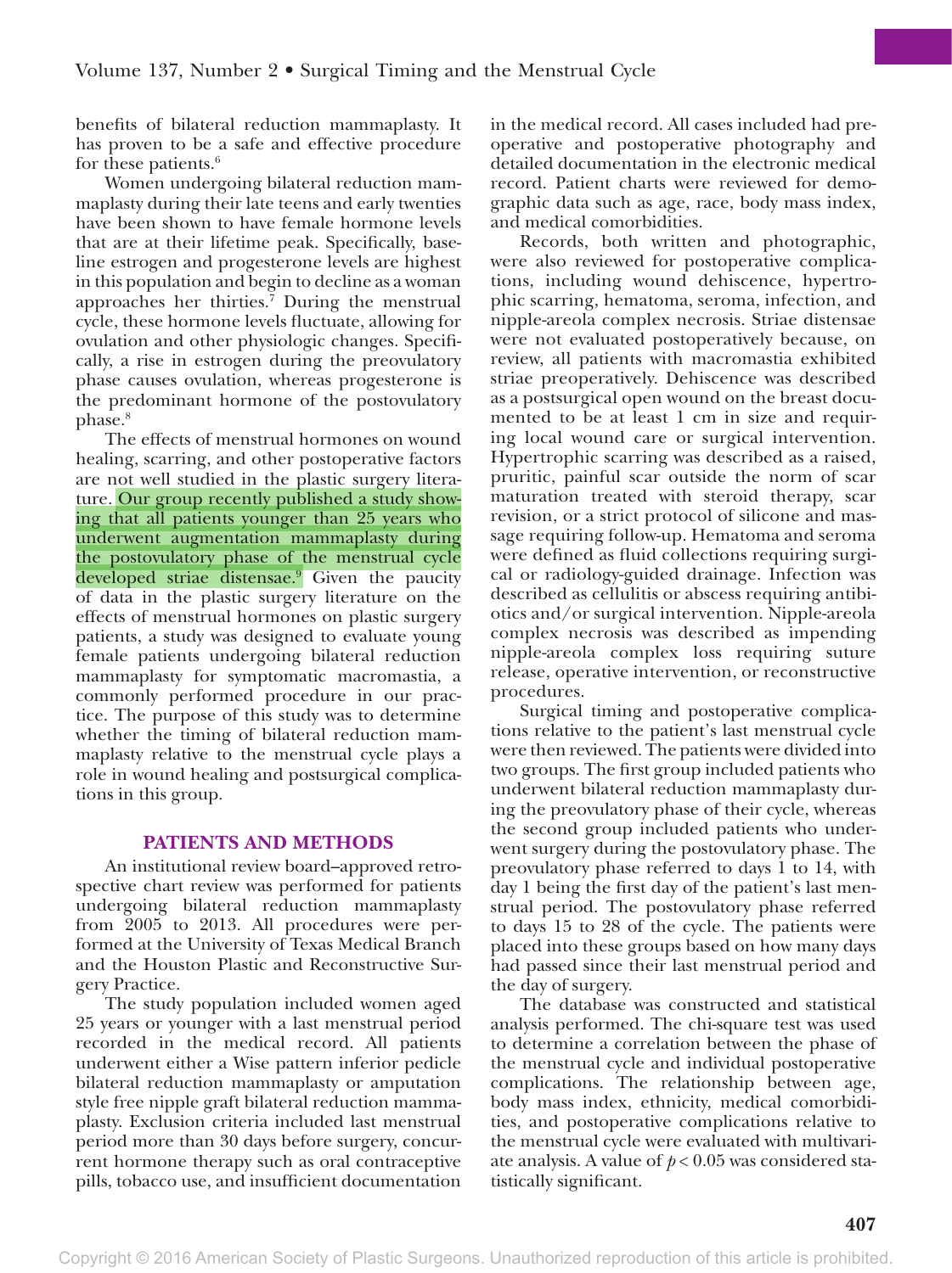benefits of bilateral reduction mammaplasty. It has proven to be a safe and effective procedure for these patients.[6]

Women undergoing bilateral reduction mammaplasty during their late teens and early twenties have been shown to have female hormone levels that are at their lifetime peak. Specifically, baseline estrogen and progesterone levels are highest in this population and begin to decline as a woman approaches her thirties.[7] During the menstrual cycle, these hormone levels fluctuate, allowing for ovulation and other physiologic changes. Specifically, a rise in estrogen during the preovulatory phase causes ovulation, whereas progesterone is the predominant hormone of the postovulatory phase.[8]

The effects of menstrual hormones on wound healing, scarring, and other postoperative factors are not well studied in the plastic surgery literature. Our group recently published a study showing that all patients younger than 25 years who underwent augmentation mammaplasty during the postovulatory phase of the menstrual cycle developed striae distensae.[9] Given the paucity of data in the plastic surgery literature on the effects of menstrual hormones on plastic surgery patients, a study was designed to evaluate young female patients undergoing bilateral reduction mammaplasty for symptomatic macromastia, a commonly performed procedure in our practice. The purpose of this study was to determine whether the timing of bilateral reduction mammaplasty relative to the menstrual cycle plays a role in wound healing and postsurgical complications in this group.

## PATIENTS AND METHODS

An institutional review board–approved retrospective chart review was performed for patients undergoing bilateral reduction mammaplasty from 2005 to 2013. All procedures were performed at the University of Texas Medical Branch and the Houston Plastic and Reconstructive Surgery Practice.

The study population included women aged 25 years or younger with a last menstrual period recorded in the medical record. All patients underwent either a Wise pattern inferior pedicle bilateral reduction mammaplasty or amputation style free nipple graft bilateral reduction mammaplasty. Exclusion criteria included last menstrual period more than 30 days before surgery, concurrent hormone therapy such as oral contraceptive pills, tobacco use, and insufficient documentation in the medical record. All cases included had preoperative and postoperative photography and detailed documentation in the electronic medical record. Patient charts were reviewed for demographic data such as age, race, body mass index, and medical comorbidities.

Records, both written and photographic, were also reviewed for postoperative complications, including wound dehiscence, hypertrophic scarring, hematoma, seroma, infection, and nipple-areola complex necrosis. Striae distensae were not evaluated postoperatively because, on review, all patients with macromastia exhibited striae preoperatively. Dehiscence was described as a postsurgical open wound on the breast documented to be at least 1 cm in size and requiring local wound care or surgical intervention. Hypertrophic scarring was described as a raised, pruritic, painful scar outside the norm of scar maturation treated with steroid therapy, scar revision, or a strict protocol of silicone and massage requiring follow-up. Hematoma and seroma were defined as fluid collections requiring surgical or radiology-guided drainage. Infection was described as cellulitis or abscess requiring antibiotics and/or surgical intervention. Nipple-areola complex necrosis was described as impending nipple-areola complex loss requiring suture release, operative intervention, or reconstructive procedures.

Surgical timing and postoperative complications relative to the patient's last menstrual cycle were then reviewed. The patients were divided into two groups. The first group included patients who underwent bilateral reduction mammaplasty during the preovulatory phase of their cycle, whereas the second group included patients who underwent surgery during the postovulatory phase. The preovulatory phase referred to days 1 to 14, with day 1 being the first day of the patient's last menstrual period. The postovulatory phase referred to days 15 to 28 of the cycle. The patients were placed into these groups based on how many days had passed since their last menstrual period and the day of surgery.

The database was constructed and statistical analysis performed. The chi-square test was used to determine a correlation between the phase of the menstrual cycle and individual postoperative complications. The relationship between age, body mass index, ethnicity, medical comorbidities, and postoperative complications relative to the menstrual cycle were evaluated with multivariate analysis. A value of $p < 0.05$ was considered statistically significant.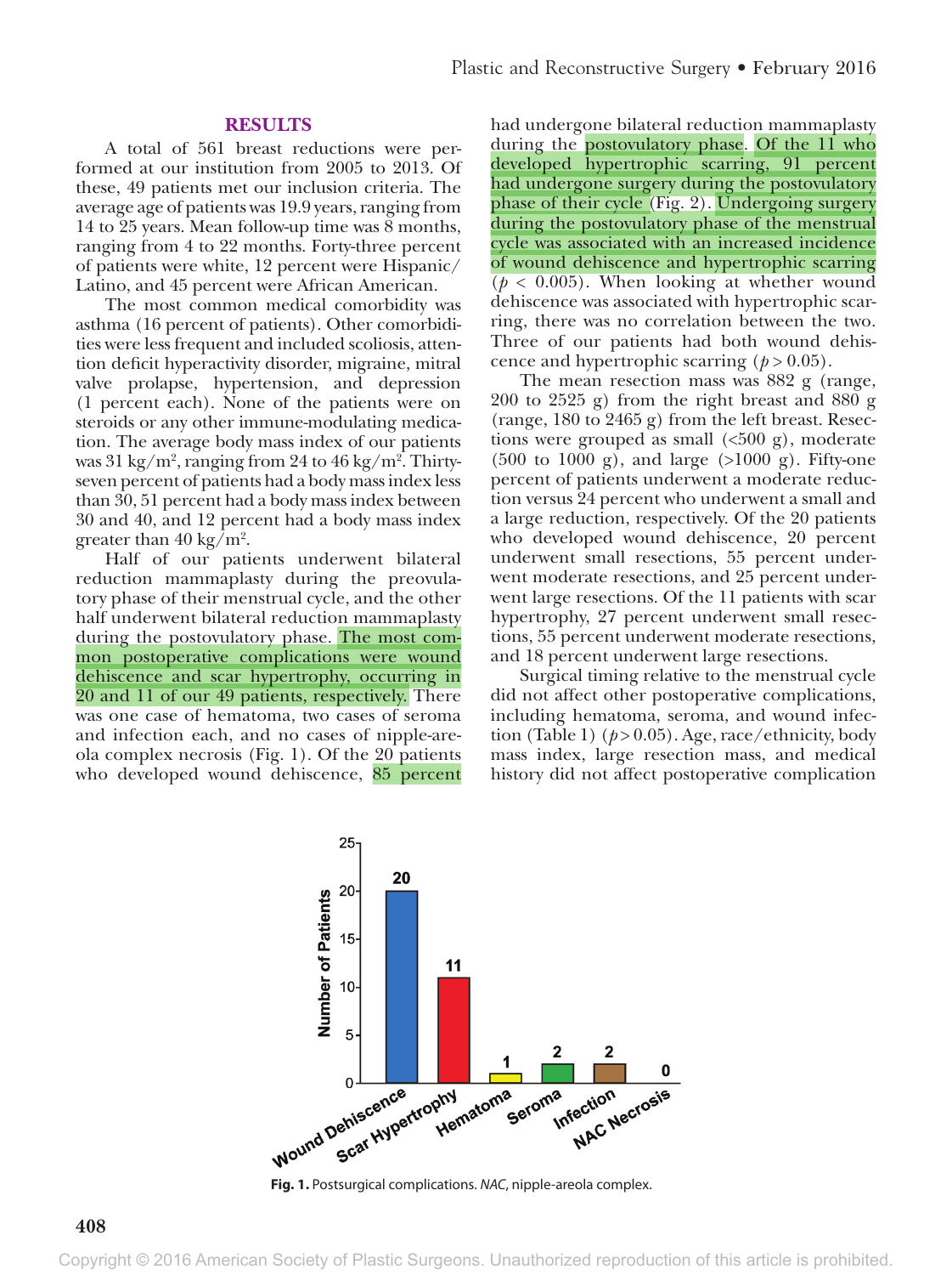## RESULTS

A total of 561 breast reductions were performed at our institution from 2005 to 2013. Of these, 49 patients met our inclusion criteria. The average age of patients was 19.9 years, ranging from 14 to 25 years. Mean follow-up time was 8 months, ranging from 4 to 22 months. Forty-three percent of patients were white, 12 percent were Hispanic/Latino, and 45 percent were African American.

The most common medical comorbidity was asthma (16 percent of patients). Other comorbidities were less frequent and included scoliosis, attention deficit hyperactivity disorder, migraine, mitral valve prolapse, hypertension, and depression (1 percent each). None of the patients were on steroids or any other immune-modulating medication. The average body mass index of our patients was 31 $kg/m^2$, ranging from 24 to 46 $kg/m^2$. Thirty-seven percent of patients had a body mass index less than 30, 51 percent had a body mass index between 30 and 40, and 12 percent had a body mass index greater than 40 $kg/m^2$.

Half of our patients underwent bilateral reduction mammaplasty during the preovulatory phase of their menstrual cycle, and the other half underwent bilateral reduction mammaplasty during the postovulatory phase. The most common postoperative complications were wound dehiscence and scar hypertrophy, occurring in 20 and 11 of our 49 patients, respectively. There was one case of hematoma, two cases of seroma and infection each, and no cases of nipple-areola complex necrosis (Fig. 1). Of the 20 patients who developed wound dehiscence, 85 percent had undergone bilateral reduction mammaplasty during the postovulatory phase. Of the 11 who developed hypertrophic scarring, 91 percent had undergone surgery during the postovulatory phase of their cycle (Fig. 2). Undergoing surgery during the postovulatory phase of the menstrual cycle was associated with an increased incidence of wound dehiscence and hypertrophic scarring ($p < 0.005$). When looking at whether wound dehiscence was associated with hypertrophic scarring, there was no correlation between the two. Three of our patients had both wound dehiscence and hypertrophic scarring ($p > 0.05$).

The mean resection mass was 882 g (range, 200 to 2525 g) from the right breast and 880 g (range, 180 to 2465 g) from the left breast. Resections were grouped as small (<500 g), moderate (500 to 1000 g), and large (>1000 g). Fifty-one percent of patients underwent a moderate reduction versus 24 percent who underwent a small and a large reduction, respectively. Of the 20 patients who developed wound dehiscence, 20 percent underwent small resections, 55 percent underwent moderate resections, and 25 percent underwent large resections. Of the 11 patients with scar hypertrophy, 27 percent underwent small resections, 55 percent underwent moderate resections, and 18 percent underwent large resections.

Surgical timing relative to the menstrual cycle did not affect other postoperative complications, including hematoma, seroma, and wound infection (Table 1) ($p > 0.05$). Age, race/ethnicity, body mass index, large resection mass, and medical history did not affect postoperative complication

**Fig. 1.** Postsurgical complications. *NAC*, nipple-areola complex.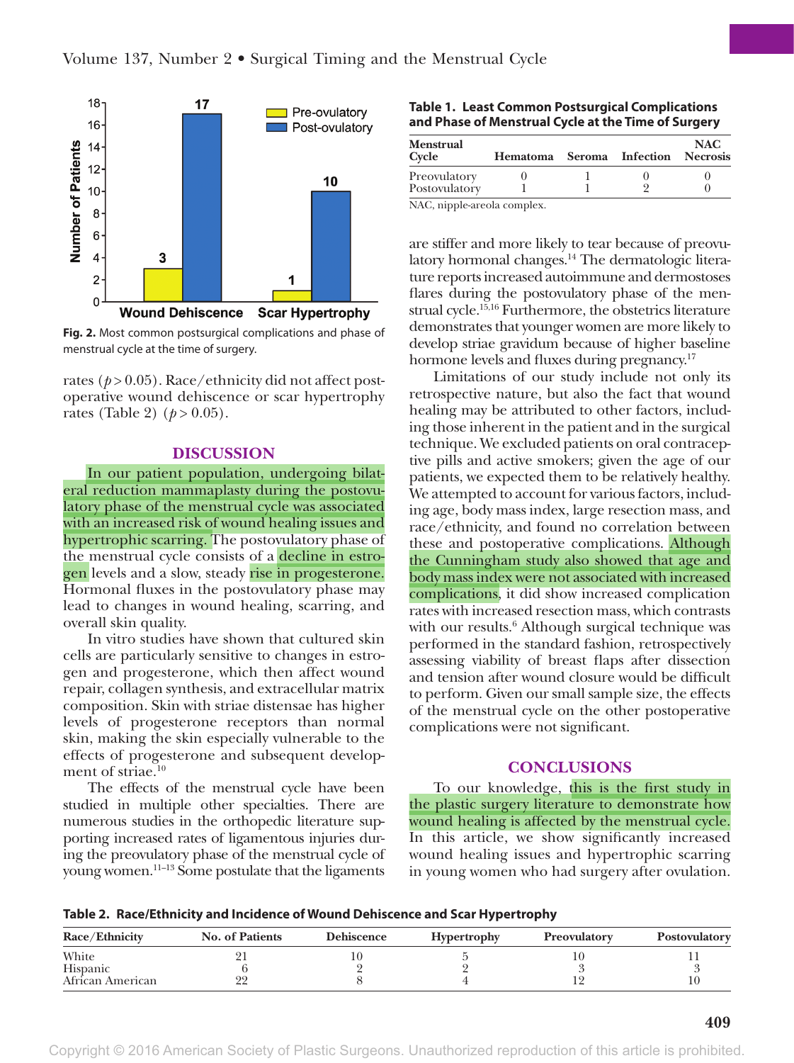Fig. 2. Most common postsurgical complications and phase of menstrual cycle at the time of surgery.

rates ($p > 0.05$). Race/ethnicity did not affect postoperative wound dehiscence or scar hypertrophy rates (Table 2) ($p > 0.05$).

## DISCUSSION

In our patient population, undergoing bilateral reduction mammaplasty during the postovulatory phase of the menstrual cycle was associated with an increased risk of wound healing issues and hypertrophic scarring. The postovulatory phase of the menstrual cycle consists of a decline in estrogen levels and a slow, steady rise in progesterone. Hormonal fluxes in the postovulatory phase may lead to changes in wound healing, scarring, and overall skin quality.

In vitro studies have shown that cultured skin cells are particularly sensitive to changes in estrogen and progesterone, which then affect wound repair, collagen synthesis, and extracellular matrix composition. Skin with striae distensae has higher levels of progesterone receptors than normal skin, making the skin especially vulnerable to the effects of progesterone and subsequent development of striae.[10]

The effects of the menstrual cycle have been studied in multiple other specialties. There are numerous studies in the orthopedic literature supporting increased rates of ligamentous injuries during the preovulatory phase of the menstrual cycle of young women.[11–13] Some postulate that the ligaments are stiffer and more likely to tear because of preovulatory hormonal changes.[14] The dermatologic literature reports increased autoimmune and dermostoses flares during the postovulatory phase of the menstrual cycle.[15,16] Furthermore, the obstetrics literature demonstrates that younger women are more likely to develop striae gravidum because of higher baseline hormone levels and fluxes during pregnancy.[17]

Limitations of our study include not only its retrospective nature, but also the fact that wound healing may be attributed to other factors, including those inherent in the patient and in the surgical technique. We excluded patients on oral contraceptive pills and active smokers; given the age of our patients, we expected them to be relatively healthy. We attempted to account for various factors, including age, body mass index, large resection mass, and race/ethnicity, and found no correlation between these and postoperative complications. Although the Cunningham study also showed that age and body mass index were not associated with increased complications, it did show increased complication rates with increased resection mass, which contrasts with our results.[6] Although surgical technique was performed in the standard fashion, retrospectively assessing viability of breast flaps after dissection and tension after wound closure would be difficult to perform. Given our small sample size, the effects of the menstrual cycle on the other postoperative complications were not significant.

## CONCLUSIONS

To our knowledge, this is the first study in the plastic surgery literature to demonstrate how wound healing is affected by the menstrual cycle. In this article, we show significantly increased wound healing issues and hypertrophic scarring in young women who had surgery after ovulation.

**Table 1. Least Common Postsurgical Complications and Phase of Menstrual Cycle at the Time of Surgery**

| Menstrual Cycle | Hematoma | Seroma | Infection | NAC Necrosis |
|---|---|---|---|---|
| Preovulatory | 0 | 1 | 0 | 0 |
| Postovulatory | 1 | 1 | 2 | 0 |

NAC, nipple-areola complex.

**Table 2. Race/Ethnicity and Incidence of Wound Dehiscence and Scar Hypertrophy**

| Race/Ethnicity | No. of Patients | Dehiscence | Hypertrophy | Preovulatory | Postovulatory |
|---|---|---|---|---|---|
| White | 21 | 10 | 5 | 10 | 11 |
| Hispanic | 6 | 2 | 2 | 3 | 3 |
| African American | 22 | 8 | 4 | 12 | 10 |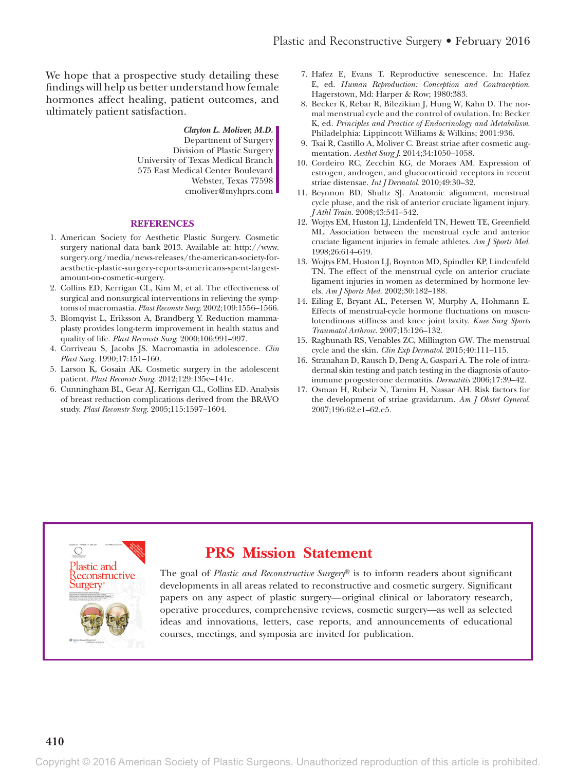We hope that a prospective study detailing these findings will help us better understand how female hormones affect healing, patient outcomes, and ultimately patient satisfaction.

***Clayton L. Moliver, M.D.***
Department of Surgery
Division of Plastic Surgery
University of Texas Medical Branch
575 East Medical Center Boulevard
Webster, Texas 77598
cmoliver@myhprs.com

## REFERENCES

1. American Society for Aesthetic Plastic Surgery. Cosmetic surgery national data bank 2013. Available at: http://www.surgery.org/media/news-releases/the-american-society-for-aesthetic-plastic-surgery-reports-americans-spent-largest-amount-on-cosmetic-surgery.
2. Collins ED, Kerrigan CL, Kim M, et al. The effectiveness of surgical and nonsurgical interventions in relieving the symptoms of macromastia. *Plast Reconstr Surg.* 2002;109:1556–1566.
3. Blomqvist L, Eriksson A, Brandberg Y. Reduction mammaplasty provides long-term improvement in health status and quality of life. *Plast Reconstr Surg.* 2000;106:991–997.
4. Corriveau S, Jacobs JS. Macromastia in adolescence. *Clin Plast Surg.* 1990;17:151–160.
5. Larson K, Gosain AK. Cosmetic surgery in the adolescent patient. *Plast Reconstr Surg.* 2012;129:135e–141e.
6. Cunningham BL, Gear AJ, Kerrigan CL, Collins ED. Analysis of breast reduction complications derived from the BRAVO study. *Plast Reconstr Surg.* 2005;115:1597–1604.
7. Hafez E, Evans T. Reproductive senescence. In: Hafez E, ed. *Human Reproduction: Conception and Contraception.* Hagerstown, Md: Harper & Row; 1980:383.
8. Becker K, Rebar R, Bilezikian J, Hung W, Kahn D. The normal menstrual cycle and the control of ovulation. In: Becker K, ed. *Principles and Practice of Endocrinology and Metabolism.* Philadelphia: Lippincott Williams & Wilkins; 2001:936.
9. Tsai R, Castillo A, Moliver C. Breast striae after cosmetic augmentation. *Aesthet Surg J.* 2014;34:1050–1058.
10. Cordeiro RC, Zecchin KG, de Moraes AM. Expression of estrogen, androgen, and glucocorticoid receptors in recent striae distensae. *Int J Dermatol.* 2010;49:30–32.
11. Beynnon BD, Shultz SJ. Anatomic alignment, menstrual cycle phase, and the risk of anterior cruciate ligament injury. *J Athl Train.* 2008;43:541–542.
12. Wojtys EM, Huston LJ, Lindenfeld TN, Hewett TE, Greenfield ML. Association between the menstrual cycle and anterior cruciate ligament injuries in female athletes. *Am J Sports Med.* 1998;26:614–619.
13. Wojtys EM, Huston LJ, Boynton MD, Spindler KP, Lindenfeld TN. The effect of the menstrual cycle on anterior cruciate ligament injuries in women as determined by hormone levels. *Am J Sports Med.* 2002;30:182–188.
14. Eiling E, Bryant AL, Petersen W, Murphy A, Hohmann E. Effects of menstrual-cycle hormone fluctuations on musculotendinous stiffness and knee joint laxity. *Knee Surg Sports Traumatol Arthrosc.* 2007;15:126–132.
15. Raghunath RS, Venables ZC, Millington GW. The menstrual cycle and the skin. *Clin Exp Dermatol.* 2015;40:111–115.
16. Stranahan D, Rausch D, Deng A, Gaspari A. The role of intradermal skin testing and patch testing in the diagnosis of autoimmune progesterone dermatitis. *Dermatitis* 2006;17:39–42.
17. Osman H, Rubeiz N, Tamim H, Nassar AH. Risk factors for the development of striae gravidarum. *Am J Obstet Gynecol.* 2007;196:62.e1–62.e5.

## PRS Mission Statement

The goal of *Plastic and Reconstructive Surgery®* is to inform readers about significant developments in all areas related to reconstructive and cosmetic surgery. Significant papers on any aspect of plastic surgery—original clinical or laboratory research, operative procedures, comprehensive reviews, cosmetic surgery—as well as selected ideas and innovations, letters, case reports, and announcements of educational courses, meetings, and symposia are invited for publication.